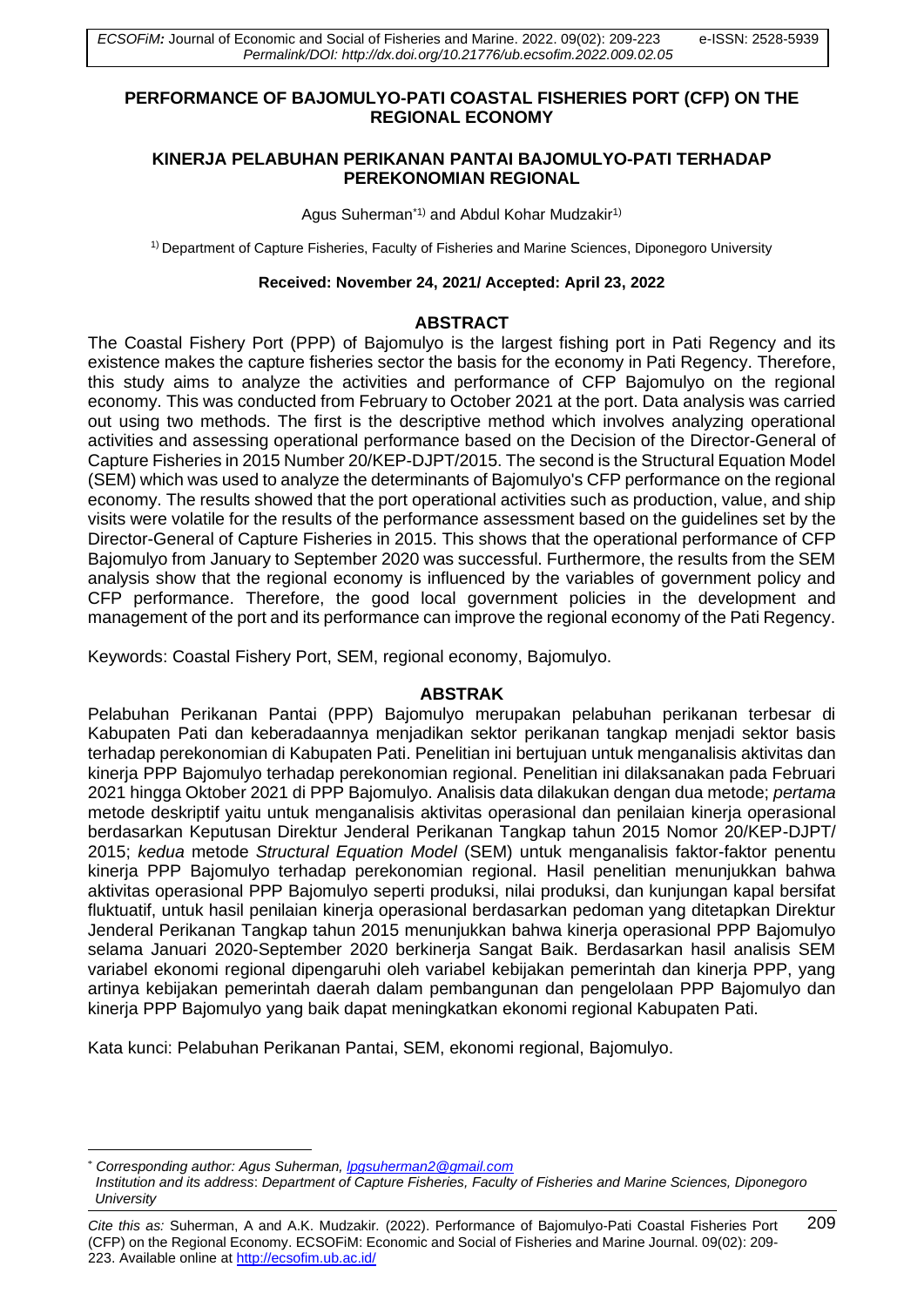# PERFORMANCE OF BAJOMULYO-PATI COASTAL FISHERIES PORT (CFP) ON THE REGIONAL ECONOMY

## KINERJA PELABUHAN PERIKANAN PANTAI BAJOMULYO-PATI TERHADAP PEREKONOMIAN REGIONAL

Agus Suherman[*1)] and Abdul Kohar Mudzakir[1)]

[1)] Department of Capture Fisheries, Faculty of Fisheries and Marine Sciences, Diponegoro University

**Received: November 24, 2021/ Accepted: April 23, 2022**

### ABSTRACT

The Coastal Fishery Port (PPP) of Bajomulyo is the largest fishing port in Pati Regency and its existence makes the capture fisheries sector the basis for the economy in Pati Regency. Therefore, this study aims to analyze the activities and performance of CFP Bajomulyo on the regional economy. This was conducted from February to October 2021 at the port. Data analysis was carried out using two methods. The first is the descriptive method which involves analyzing operational activities and assessing operational performance based on the Decision of the Director-General of Capture Fisheries in 2015 Number 20/KEP-DJPT/2015. The second is the Structural Equation Model (SEM) which was used to analyze the determinants of Bajomulyo's CFP performance on the regional economy. The results showed that the port operational activities such as production, value, and ship visits were volatile for the results of the performance assessment based on the guidelines set by the Director-General of Capture Fisheries in 2015. This shows that the operational performance of CFP Bajomulyo from January to September 2020 was successful. Furthermore, the results from the SEM analysis show that the regional economy is influenced by the variables of government policy and CFP performance. Therefore, the good local government policies in the development and management of the port and its performance can improve the regional economy of the Pati Regency.

Keywords: Coastal Fishery Port, SEM, regional economy, Bajomulyo.

### ABSTRAK

Pelabuhan Perikanan Pantai (PPP) Bajomulyo merupakan pelabuhan perikanan terbesar di Kabupaten Pati dan keberadaannya menjadikan sektor perikanan tangkap menjadi sektor basis terhadap perekonomian di Kabupaten Pati. Penelitian ini bertujuan untuk menganalisis aktivitas dan kinerja PPP Bajomulyo terhadap perekonomian regional. Penelitian ini dilaksanakan pada Februari 2021 hingga Oktober 2021 di PPP Bajomulyo. Analisis data dilakukan dengan dua metode; *pertama* metode deskriptif yaitu untuk menganalisis aktivitas operasional dan penilaian kinerja operasional berdasarkan Keputusan Direktur Jenderal Perikanan Tangkap tahun 2015 Nomor 20/KEP-DJPT/ 2015; *kedua* metode *Structural Equation Model* (SEM) untuk menganalisis faktor-faktor penentu kinerja PPP Bajomulyo terhadap perekonomian regional. Hasil penelitian menunjukkan bahwa aktivitas operasional PPP Bajomulyo seperti produksi, nilai produksi, dan kunjungan kapal bersifat fluktuatif, untuk hasil penilaian kinerja operasional berdasarkan pedoman yang ditetapkan Direktur Jenderal Perikanan Tangkap tahun 2015 menunjukkan bahwa kinerja operasional PPP Bajomulyo selama Januari 2020-September 2020 berkinerja Sangat Baik. Berdasarkan hasil analisis SEM variabel ekonomi regional dipengaruhi oleh variabel kebijakan pemerintah dan kinerja PPP, yang artinya kebijakan pemerintah daerah dalam pembangunan dan pengelolaan PPP Bajomulyo dan kinerja PPP Bajomulyo yang baik dapat meningkatkan ekonomi regional Kabupaten Pati.

Kata kunci: Pelabuhan Perikanan Pantai, SEM, ekonomi regional, Bajomulyo.

---

[*] *Corresponding author: Agus Suherman, lpgsuherman2@gmail.com*
*Institution and its address*: *Department of Capture Fisheries, Faculty of Fisheries and Marine Sciences, Diponegoro University*

*Cite this as:* Suherman, A and A.K. Mudzakir. (2022). Performance of Bajomulyo-Pati Coastal Fisheries Port (CFP) on the Regional Economy. ECSOFiM: Economic and Social of Fisheries and Marine Journal. 09(02): 209-223. Available online at http://ecsofim.ub.ac.id/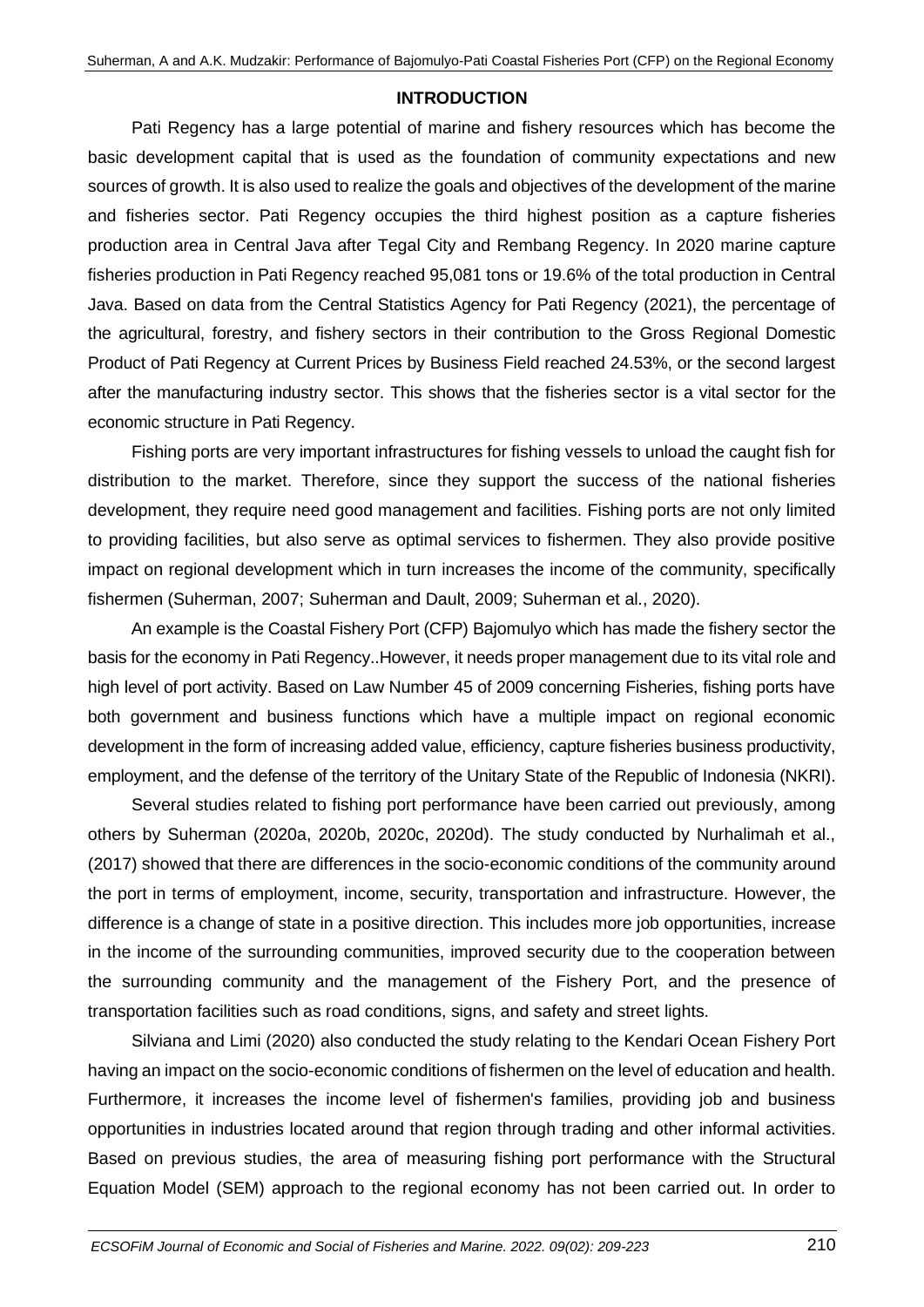## INTRODUCTION

Pati Regency has a large potential of marine and fishery resources which has become the basic development capital that is used as the foundation of community expectations and new sources of growth. It is also used to realize the goals and objectives of the development of the marine and fisheries sector. Pati Regency occupies the third highest position as a capture fisheries production area in Central Java after Tegal City and Rembang Regency. In 2020 marine capture fisheries production in Pati Regency reached 95,081 tons or 19.6% of the total production in Central Java. Based on data from the Central Statistics Agency for Pati Regency (2021), the percentage of the agricultural, forestry, and fishery sectors in their contribution to the Gross Regional Domestic Product of Pati Regency at Current Prices by Business Field reached 24.53%, or the second largest after the manufacturing industry sector. This shows that the fisheries sector is a vital sector for the economic structure in Pati Regency.

Fishing ports are very important infrastructures for fishing vessels to unload the caught fish for distribution to the market. Therefore, since they support the success of the national fisheries development, they require need good management and facilities. Fishing ports are not only limited to providing facilities, but also serve as optimal services to fishermen. They also provide positive impact on regional development which in turn increases the income of the community, specifically fishermen (Suherman, 2007; Suherman and Dault, 2009; Suherman et al., 2020).

An example is the Coastal Fishery Port (CFP) Bajomulyo which has made the fishery sector the basis for the economy in Pati Regency..However, it needs proper management due to its vital role and high level of port activity. Based on Law Number 45 of 2009 concerning Fisheries, fishing ports have both government and business functions which have a multiple impact on regional economic development in the form of increasing added value, efficiency, capture fisheries business productivity, employment, and the defense of the territory of the Unitary State of the Republic of Indonesia (NKRI).

Several studies related to fishing port performance have been carried out previously, among others by Suherman (2020a, 2020b, 2020c, 2020d). The study conducted by Nurhalimah et al., (2017) showed that there are differences in the socio-economic conditions of the community around the port in terms of employment, income, security, transportation and infrastructure. However, the difference is a change of state in a positive direction. This includes more job opportunities, increase in the income of the surrounding communities, improved security due to the cooperation between the surrounding community and the management of the Fishery Port, and the presence of transportation facilities such as road conditions, signs, and safety and street lights.

Silviana and Limi (2020) also conducted the study relating to the Kendari Ocean Fishery Port having an impact on the socio-economic conditions of fishermen on the level of education and health. Furthermore, it increases the income level of fishermen's families, providing job and business opportunities in industries located around that region through trading and other informal activities. Based on previous studies, the area of measuring fishing port performance with the Structural Equation Model (SEM) approach to the regional economy has not been carried out. In order to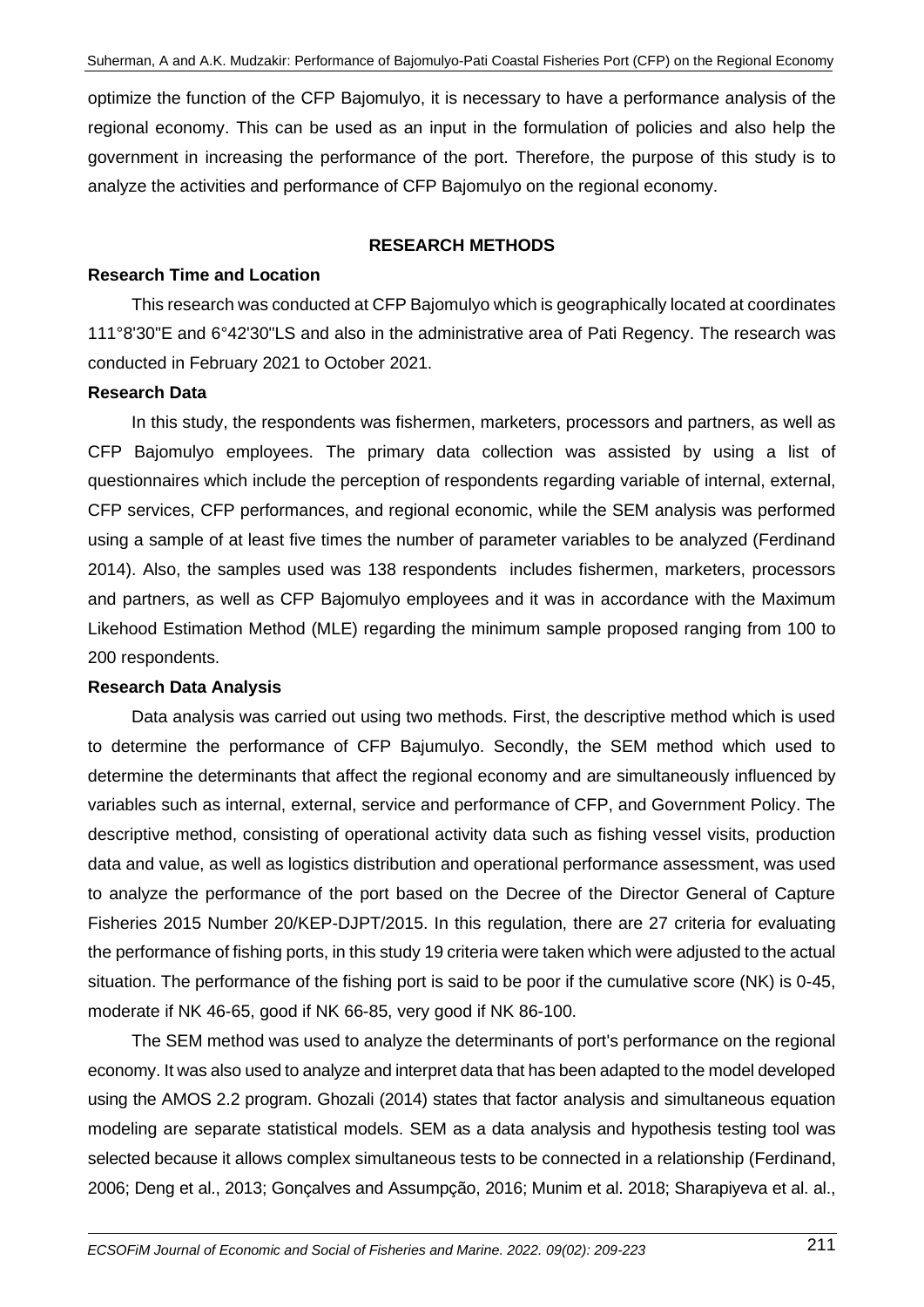optimize the function of the CFP Bajomulyo, it is necessary to have a performance analysis of the regional economy. This can be used as an input in the formulation of policies and also help the government in increasing the performance of the port. Therefore, the purpose of this study is to analyze the activities and performance of CFP Bajomulyo on the regional economy.

## RESEARCH METHODS

### Research Time and Location

This research was conducted at CFP Bajomulyo which is geographically located at coordinates 111°8'30"E and 6°42'30"LS and also in the administrative area of Pati Regency. The research was conducted in February 2021 to October 2021.

### Research Data

In this study, the respondents was fishermen, marketers, processors and partners, as well as CFP Bajomulyo employees. The primary data collection was assisted by using a list of questionnaires which include the perception of respondents regarding variable of internal, external, CFP services, CFP performances, and regional economic, while the SEM analysis was performed using a sample of at least five times the number of parameter variables to be analyzed (Ferdinand 2014). Also, the samples used was 138 respondents includes fishermen, marketers, processors and partners, as well as CFP Bajomulyo employees and it was in accordance with the Maximum Likehood Estimation Method (MLE) regarding the minimum sample proposed ranging from 100 to 200 respondents.

### Research Data Analysis

Data analysis was carried out using two methods. First, the descriptive method which is used to determine the performance of CFP Bajumulyo. Secondly, the SEM method which used to determine the determinants that affect the regional economy and are simultaneously influenced by variables such as internal, external, service and performance of CFP, and Government Policy. The descriptive method, consisting of operational activity data such as fishing vessel visits, production data and value, as well as logistics distribution and operational performance assessment, was used to analyze the performance of the port based on the Decree of the Director General of Capture Fisheries 2015 Number 20/KEP-DJPT/2015. In this regulation, there are 27 criteria for evaluating the performance of fishing ports, in this study 19 criteria were taken which were adjusted to the actual situation. The performance of the fishing port is said to be poor if the cumulative score (NK) is 0-45, moderate if NK 46-65, good if NK 66-85, very good if NK 86-100.

The SEM method was used to analyze the determinants of port's performance on the regional economy. It was also used to analyze and interpret data that has been adapted to the model developed using the AMOS 2.2 program. Ghozali (2014) states that factor analysis and simultaneous equation modeling are separate statistical models. SEM as a data analysis and hypothesis testing tool was selected because it allows complex simultaneous tests to be connected in a relationship (Ferdinand, 2006; Deng et al., 2013; Gonçalves and Assumpção, 2016; Munim et al. 2018; Sharapiyeva et al. al.,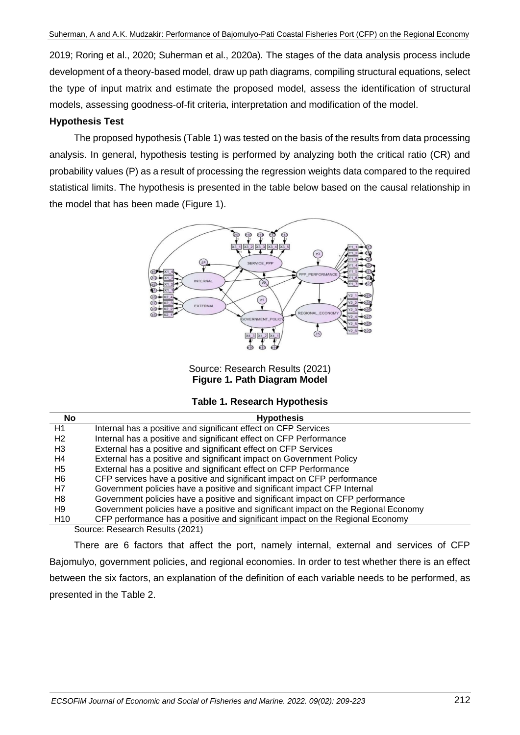2019; Roring et al., 2020; Suherman et al., 2020a). The stages of the data analysis process include development of a theory-based model, draw up path diagrams, compiling structural equations, select the type of input matrix and estimate the proposed model, assess the identification of structural models, assessing goodness-of-fit criteria, interpretation and modification of the model.

**Hypothesis Test**

The proposed hypothesis (Table 1) was tested on the basis of the results from data processing analysis. In general, hypothesis testing is performed by analyzing both the critical ratio (CR) and probability values (P) as a result of processing the regression weights data compared to the required statistical limits. The hypothesis is presented in the table below based on the causal relationship in the model that has been made (Figure 1).

Source: Research Results (2021)
**Figure 1. Path Diagram Model**

**Table 1. Research Hypothesis**

| No | Hypothesis |
|---|---|
| H1 | Internal has a positive and significant effect on CFP Services |
| H2 | Internal has a positive and significant effect on CFP Performance |
| H3 | External has a positive and significant effect on CFP Services |
| H4 | External has a positive and significant impact on Government Policy |
| H5 | External has a positive and significant effect on CFP Performance |
| H6 | CFP services have a positive and significant impact on CFP performance |
| H7 | Government policies have a positive and significant impact CFP Internal |
| H8 | Government policies have a positive and significant impact on CFP performance |
| H9 | Government policies have a positive and significant impact on the Regional Economy |
| H10 | CFP performance has a positive and significant impact on the Regional Economy |

Source: Research Results (2021)

There are 6 factors that affect the port, namely internal, external and services of CFP Bajomulyo, government policies, and regional economies. In order to test whether there is an effect between the six factors, an explanation of the definition of each variable needs to be performed, as presented in the Table 2.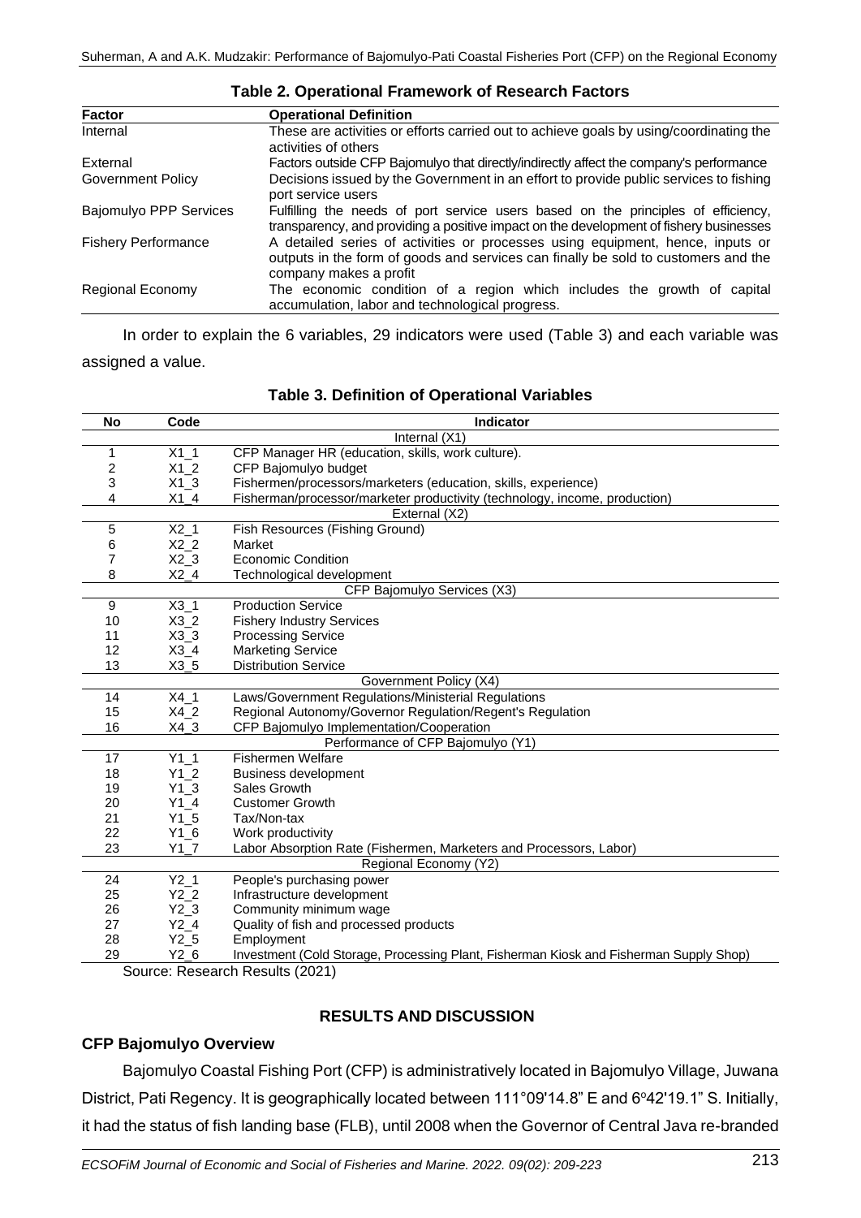**Table 2. Operational Framework of Research Factors**

| Factor | Operational Definition |
|---|---|
| Internal | These are activities or efforts carried out to achieve goals by using/coordinating the activities of others |
| External | Factors outside CFP Bajomulyo that directly/indirectly affect the company's performance |
| Government Policy | Decisions issued by the Government in an effort to provide public services to fishing port service users |
| Bajomulyo PPP Services | Fulfilling the needs of port service users based on the principles of efficiency, transparency, and providing a positive impact on the development of fishery businesses |
| Fishery Performance | A detailed series of activities or processes using equipment, hence, inputs or outputs in the form of goods and services can finally be sold to customers and the company makes a profit |
| Regional Economy | The economic condition of a region which includes the growth of capital accumulation, labor and technological progress. |

In order to explain the 6 variables, 29 indicators were used (Table 3) and each variable was assigned a value.

**Table 3. Definition of Operational Variables**

| No | Code | Indicator |
|---|---|---|
| | | Internal (X1) |
| 1 | X1_1 | CFP Manager HR (education, skills, work culture). |
| 2 | X1_2 | CFP Bajomulyo budget |
| 3 | X1_3 | Fishermen/processors/marketers (education, skills, experience) |
| 4 | X1_4 | Fisherman/processor/marketer productivity (technology, income, production) |
| | | External (X2) |
| 5 | X2_1 | Fish Resources (Fishing Ground) |
| 6 | X2_2 | Market |
| 7 | X2_3 | Economic Condition |
| 8 | X2_4 | Technological development |
| | | CFP Bajomulyo Services (X3) |
| 9 | X3_1 | Production Service |
| 10 | X3_2 | Fishery Industry Services |
| 11 | X3_3 | Processing Service |
| 12 | X3_4 | Marketing Service |
| 13 | X3_5 | Distribution Service |
| | | Government Policy (X4) |
| 14 | X4_1 | Laws/Government Regulations/Ministerial Regulations |
| 15 | X4_2 | Regional Autonomy/Governor Regulation/Regent's Regulation |
| 16 | X4_3 | CFP Bajomulyo Implementation/Cooperation |
| | | Performance of CFP Bajomulyo (Y1) |
| 17 | Y1_1 | Fishermen Welfare |
| 18 | Y1_2 | Business development |
| 19 | Y1_3 | Sales Growth |
| 20 | Y1_4 | Customer Growth |
| 21 | Y1_5 | Tax/Non-tax |
| 22 | Y1_6 | Work productivity |
| 23 | Y1_7 | Labor Absorption Rate (Fishermen, Marketers and Processors, Labor) |
| | | Regional Economy (Y2) |
| 24 | Y2_1 | People's purchasing power |
| 25 | Y2_2 | Infrastructure development |
| 26 | Y2_3 | Community minimum wage |
| 27 | Y2_4 | Quality of fish and processed products |
| 28 | Y2_5 | Employment |
| 29 | Y2_6 | Investment (Cold Storage, Processing Plant, Fisherman Kiosk and Fisherman Supply Shop) |

Source: Research Results (2021)

## RESULTS AND DISCUSSION

### CFP Bajomulyo Overview

Bajomulyo Coastal Fishing Port (CFP) is administratively located in Bajomulyo Village, Juwana District, Pati Regency. It is geographically located between 111°09'14.8" E and 6°42'19.1" S. Initially, it had the status of fish landing base (FLB), until 2008 when the Governor of Central Java re-branded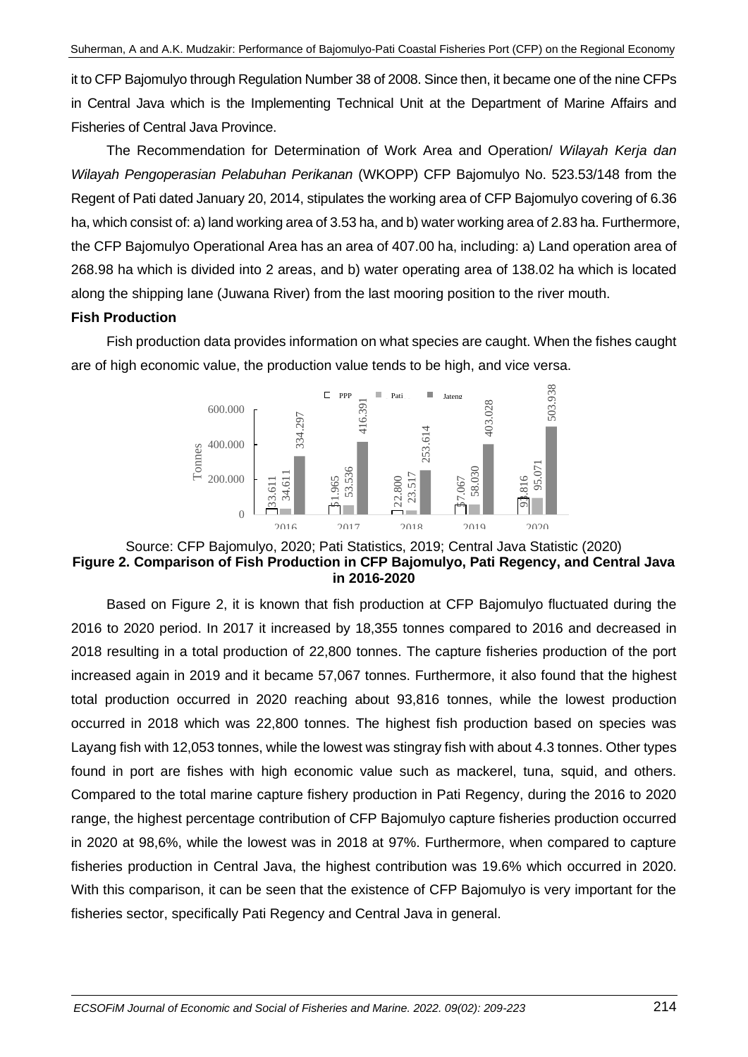it to CFP Bajomulyo through Regulation Number 38 of 2008. Since then, it became one of the nine CFPs in Central Java which is the Implementing Technical Unit at the Department of Marine Affairs and Fisheries of Central Java Province.

The Recommendation for Determination of Work Area and Operation/ *Wilayah Kerja dan Wilayah Pengoperasian Pelabuhan Perikanan* (WKOPP) CFP Bajomulyo No. 523.53/148 from the Regent of Pati dated January 20, 2014, stipulates the working area of CFP Bajomulyo covering of 6.36 ha, which consist of: a) land working area of 3.53 ha, and b) water working area of 2.83 ha. Furthermore, the CFP Bajomulyo Operational Area has an area of 407.00 ha, including: a) Land operation area of 268.98 ha which is divided into 2 areas, and b) water operating area of 138.02 ha which is located along the shipping lane (Juwana River) from the last mooring position to the river mouth.

**Fish Production**

Fish production data provides information on what species are caught. When the fishes caught are of high economic value, the production value tends to be high, and vice versa.

| Year | PPP | Pati | Jateng |
|---|---|---|---|
| 2016 | 33.611 | 34.611 | 334.297 |
| 2017 | 51.965 | 53.536 | 416.391 |
| 2018 | 22.800 | 23.517 | 253.614 |
| 2019 | 57.067 | 58.030 | 403.028 |
| 2020 | 93.816 | 95.071 | 503.938 |

Source: CFP Bajomulyo, 2020; Pati Statistics, 2019; Central Java Statistic (2020)

**Figure 2. Comparison of Fish Production in CFP Bajomulyo, Pati Regency, and Central Java in 2016-2020**

Based on Figure 2, it is known that fish production at CFP Bajomulyo fluctuated during the 2016 to 2020 period. In 2017 it increased by 18,355 tonnes compared to 2016 and decreased in 2018 resulting in a total production of 22,800 tonnes. The capture fisheries production of the port increased again in 2019 and it became 57,067 tonnes. Furthermore, it also found that the highest total production occurred in 2020 reaching about 93,816 tonnes, while the lowest production occurred in 2018 which was 22,800 tonnes. The highest fish production based on species was Layang fish with 12,053 tonnes, while the lowest was stingray fish with about 4.3 tonnes. Other types found in port are fishes with high economic value such as mackerel, tuna, squid, and others. Compared to the total marine capture fishery production in Pati Regency, during the 2016 to 2020 range, the highest percentage contribution of CFP Bajomulyo capture fisheries production occurred in 2020 at 98,6%, while the lowest was in 2018 at 97%. Furthermore, when compared to capture fisheries production in Central Java, the highest contribution was 19.6% which occurred in 2020. With this comparison, it can be seen that the existence of CFP Bajomulyo is very important for the fisheries sector, specifically Pati Regency and Central Java in general.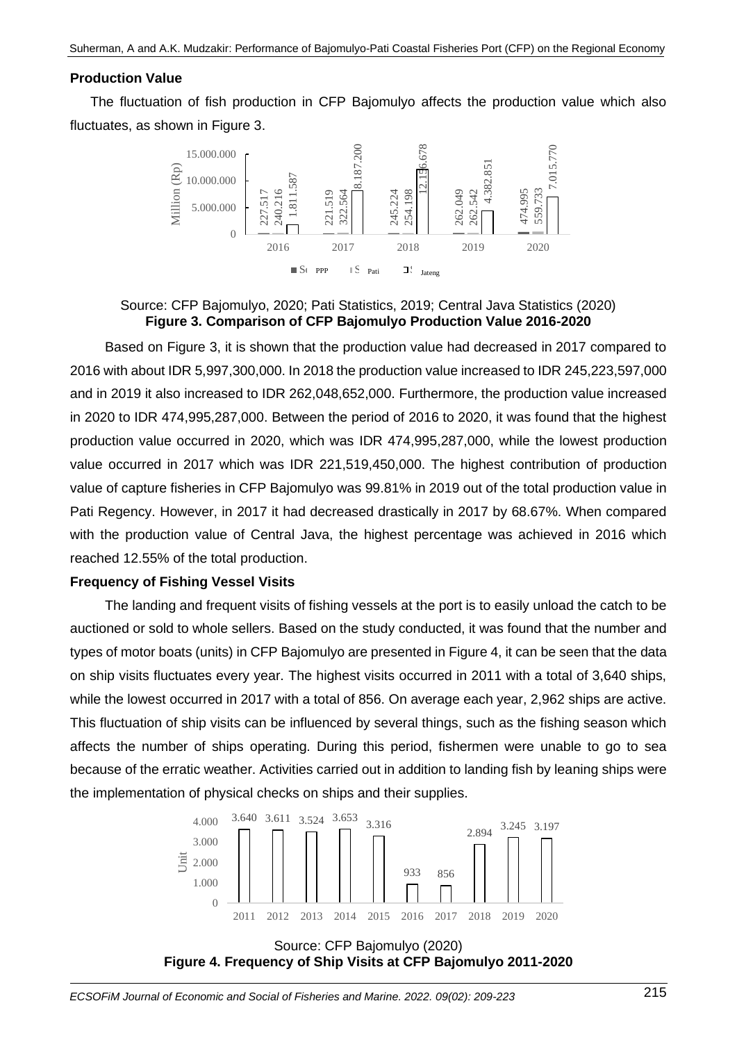**Production Value**

The fluctuation of fish production in CFP Bajomulyo affects the production value which also fluctuates, as shown in Figure 3.

Source: CFP Bajomulyo, 2020; Pati Statistics, 2019; Central Java Statistics (2020)
**Figure 3. Comparison of CFP Bajomulyo Production Value 2016-2020**

Based on Figure 3, it is shown that the production value had decreased in 2017 compared to 2016 with about IDR 5,997,300,000. In 2018 the production value increased to IDR 245,223,597,000 and in 2019 it also increased to IDR 262,048,652,000. Furthermore, the production value increased in 2020 to IDR 474,995,287,000. Between the period of 2016 to 2020, it was found that the highest production value occurred in 2020, which was IDR 474,995,287,000, while the lowest production value occurred in 2017 which was IDR 221,519,450,000. The highest contribution of production value of capture fisheries in CFP Bajomulyo was 99.81% in 2019 out of the total production value in Pati Regency. However, in 2017 it had decreased drastically in 2017 by 68.67%. When compared with the production value of Central Java, the highest percentage was achieved in 2016 which reached 12.55% of the total production.

**Frequency of Fishing Vessel Visits**

The landing and frequent visits of fishing vessels at the port is to easily unload the catch to be auctioned or sold to whole sellers. Based on the study conducted, it was found that the number and types of motor boats (units) in CFP Bajomulyo are presented in Figure 4, it can be seen that the data on ship visits fluctuates every year. The highest visits occurred in 2011 with a total of 3,640 ships, while the lowest occurred in 2017 with a total of 856. On average each year, 2,962 ships are active. This fluctuation of ship visits can be influenced by several things, such as the fishing season which affects the number of ships operating. During this period, fishermen were unable to go to sea because of the erratic weather. Activities carried out in addition to landing fish by leaning ships were the implementation of physical checks on ships and their supplies.

Source: CFP Bajomulyo (2020)
**Figure 4. Frequency of Ship Visits at CFP Bajomulyo 2011-2020**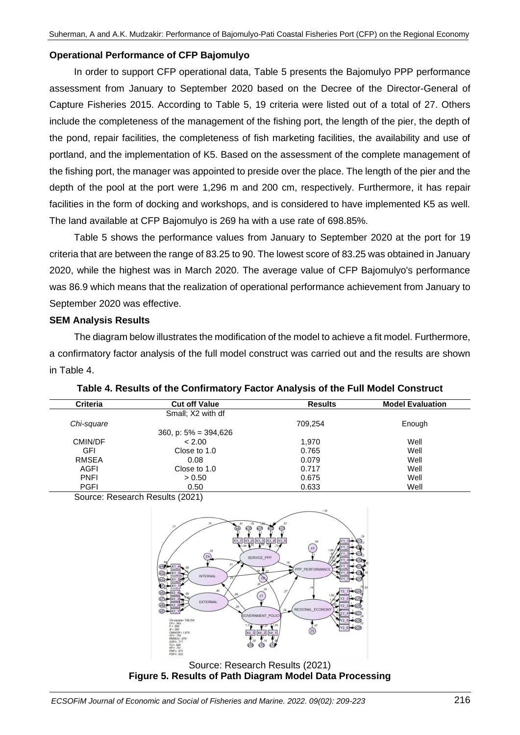### Operational Performance of CFP Bajomulyo

In order to support CFP operational data, Table 5 presents the Bajomulyo PPP performance assessment from January to September 2020 based on the Decree of the Director-General of Capture Fisheries 2015. According to Table 5, 19 criteria were listed out of a total of 27. Others include the completeness of the management of the fishing port, the length of the pier, the depth of the pond, repair facilities, the completeness of fish marketing facilities, the availability and use of portland, and the implementation of K5. Based on the assessment of the complete management of the fishing port, the manager was appointed to preside over the place. The length of the pier and the depth of the pool at the port were 1,296 m and 200 cm, respectively. Furthermore, it has repair facilities in the form of docking and workshops, and is considered to have implemented K5 as well. The land available at CFP Bajomulyo is 269 ha with a use rate of 698.85%.

Table 5 shows the performance values from January to September 2020 at the port for 19 criteria that are between the range of 83.25 to 90. The lowest score of 83.25 was obtained in January 2020, while the highest was in March 2020. The average value of CFP Bajomulyo's performance was 86.9 which means that the realization of operational performance achievement from January to September 2020 was effective.

### SEM Analysis Results

The diagram below illustrates the modification of the model to achieve a fit model. Furthermore, a confirmatory factor analysis of the full model construct was carried out and the results are shown in Table 4.

**Table 4. Results of the Confirmatory Factor Analysis of the Full Model Construct**

| Criteria | Cut off Value | Results | Model Evaluation |
|---|---|---|---|
| *Chi-square* | Small; X2 with df 360, p: 5% = 394,626 | 709,254 | Enough |
| CMIN/DF | < 2.00 | 1,970 | Well |
| GFI | Close to 1.0 | 0.765 | Well |
| RMSEA | 0.08 | 0.079 | Well |
| AGFI | Close to 1.0 | 0.717 | Well |
| PNFI | > 0.50 | 0.675 | Well |
| PGFI | 0.50 | 0.633 | Well |

Source: Research Results (2021)

Source: Research Results (2021)

**Figure 5. Results of Path Diagram Model Data Processing**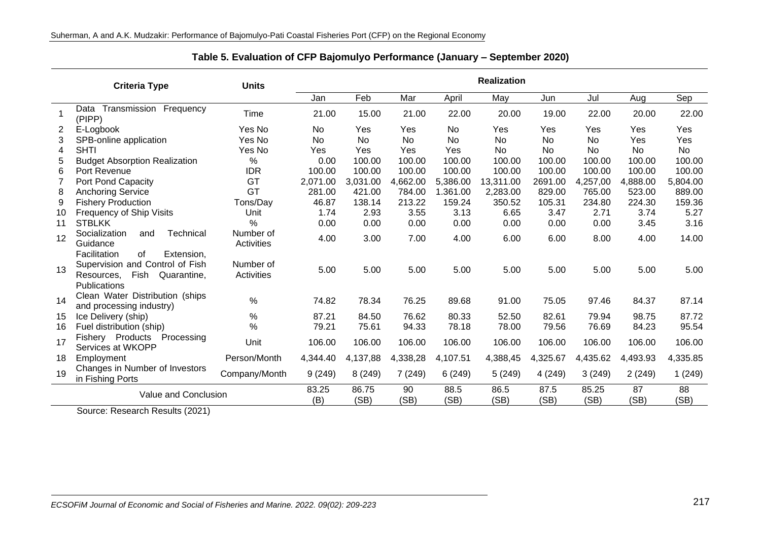**Table 5. Evaluation of CFP Bajomulyo Performance (January – September 2020)**

| | Criteria Type | Units | Realization | | | | | | | | |
|---|---|---|---|---|---|---|---|---|---|---|---|
| | | | Jan | Feb | Mar | April | May | Jun | Jul | Aug | Sep |
| 1 | Data Transmission Frequency (PIPP) | Time | 21.00 | 15.00 | 21.00 | 22.00 | 20.00 | 19.00 | 22.00 | 20.00 | 22.00 |
| 2 | E-Logbook | Yes No | No | Yes | Yes | No | Yes | Yes | Yes | Yes | Yes |
| 3 | SPB-online application | Yes No | No | No | No | No | No | No | No | Yes | Yes |
| 4 | SHTI | Yes No | Yes | Yes | Yes | Yes | No | No | No | No | No |
| 5 | Budget Absorption Realization | % | 0.00 | 100.00 | 100.00 | 100.00 | 100.00 | 100.00 | 100.00 | 100.00 | 100.00 |
| 6 | Port Revenue | IDR | 100.00 | 100.00 | 100.00 | 100.00 | 100.00 | 100.00 | 100.00 | 100.00 | 100.00 |
| 7 | Port Pond Capacity | GT | 2,071.00 | 3,031.00 | 4,662.00 | 5,386.00 | 13,311.00 | 2691.00 | 4,257,00 | 4,888.00 | 5,804.00 |
| 8 | Anchoring Service | GT | 281.00 | 421.00 | 784.00 | 1.361.00 | 2,283.00 | 829.00 | 765.00 | 523.00 | 889.00 |
| 9 | Fishery Production | Tons/Day | 46.87 | 138.14 | 213.22 | 159.24 | 350.52 | 105.31 | 234.80 | 224.30 | 159.36 |
| 10 | Frequency of Ship Visits | Unit | 1.74 | 2.93 | 3.55 | 3.13 | 6.65 | 3.47 | 2.71 | 3.74 | 5.27 |
| 11 | STBLKK | % | 0.00 | 0.00 | 0.00 | 0.00 | 0.00 | 0.00 | 0.00 | 3.45 | 3.16 |
| 12 | Socialization and Technical Guidance | Number of Activities | 4.00 | 3.00 | 7.00 | 4.00 | 6.00 | 6.00 | 8.00 | 4.00 | 14.00 |
| 13 | Facilitation of Extension, Supervision and Control of Fish Resources, Fish Quarantine, Publications | Number of Activities | 5.00 | 5.00 | 5.00 | 5.00 | 5.00 | 5.00 | 5.00 | 5.00 | 5.00 |
| 14 | Clean Water Distribution (ships and processing industry) | % | 74.82 | 78.34 | 76.25 | 89.68 | 91.00 | 75.05 | 97.46 | 84.37 | 87.14 |
| 15 | Ice Delivery (ship) | % | 87.21 | 84.50 | 76.62 | 80.33 | 52.50 | 82.61 | 79.94 | 98.75 | 87.72 |
| 16 | Fuel distribution (ship) | % | 79.21 | 75.61 | 94.33 | 78.18 | 78.00 | 79.56 | 76.69 | 84.23 | 95.54 |
| 17 | Fishery Products Processing Services at WKOPP | Unit | 106.00 | 106.00 | 106.00 | 106.00 | 106.00 | 106.00 | 106.00 | 106.00 | 106.00 |
| 18 | Employment | Person/Month | 4,344.40 | 4,137,88 | 4,338,28 | 4,107.51 | 4,388,45 | 4,325.67 | 4,435.62 | 4,493.93 | 4,335.85 |
| 19 | Changes in Number of Investors in Fishing Ports | Company/Month | 9 (249) | 8 (249) | 7 (249) | 6 (249) | 5 (249) | 4 (249) | 3 (249) | 2 (249) | 1 (249) |
| | Value and Conclusion | | 83.25 (B) | 86.75 (SB) | 90 (SB) | 88.5 (SB) | 86.5 (SB) | 87.5 (SB) | 85.25 (SB) | 87 (SB) | 88 (SB) |

Source: Research Results (2021)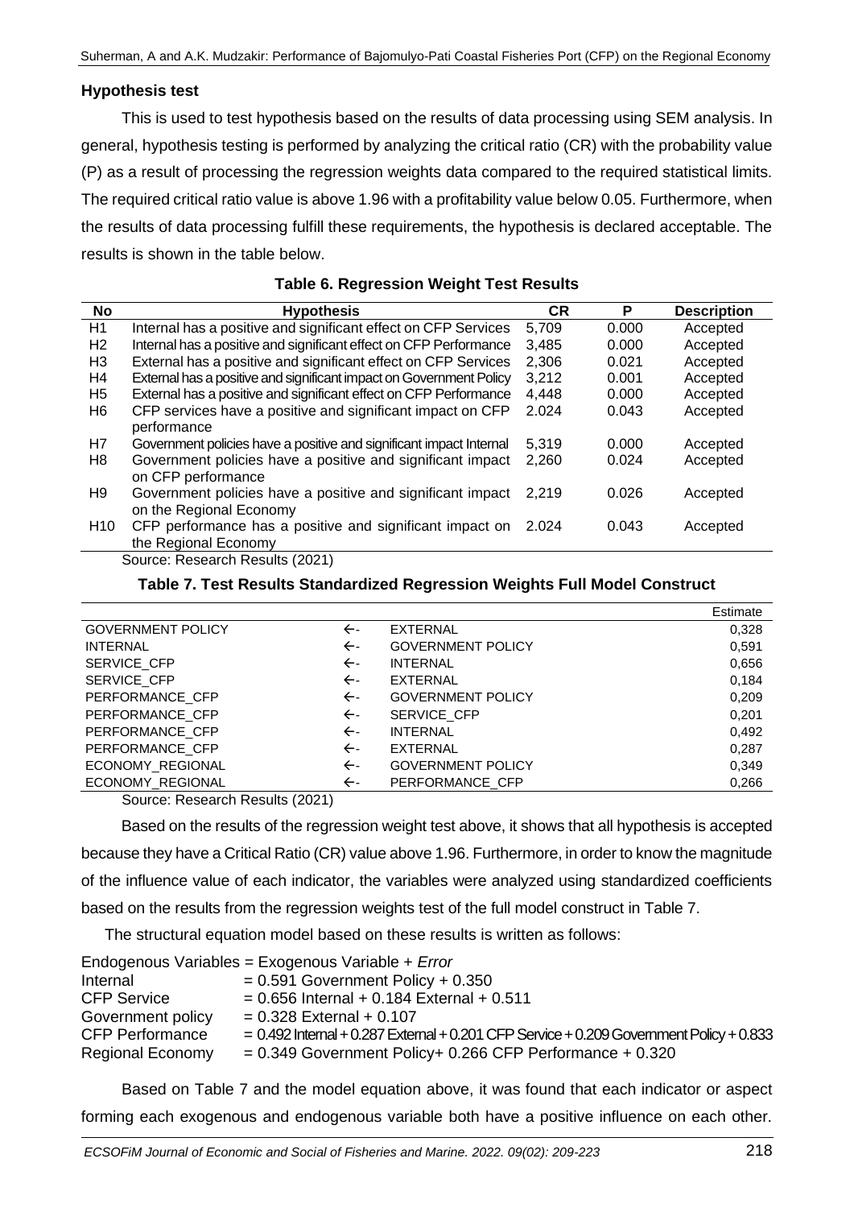### Hypothesis test

This is used to test hypothesis based on the results of data processing using SEM analysis. In general, hypothesis testing is performed by analyzing the critical ratio (CR) with the probability value (P) as a result of processing the regression weights data compared to the required statistical limits. The required critical ratio value is above 1.96 with a profitability value below 0.05. Furthermore, when the results of data processing fulfill these requirements, the hypothesis is declared acceptable. The results is shown in the table below.

**Table 6. Regression Weight Test Results**

| No | Hypothesis | CR | P | Description |
|---|---|---|---|---|
| H1 | Internal has a positive and significant effect on CFP Services | 5,709 | 0.000 | Accepted |
| H2 | Internal has a positive and significant effect on CFP Performance | 3,485 | 0.000 | Accepted |
| H3 | External has a positive and significant effect on CFP Services | 2,306 | 0.021 | Accepted |
| H4 | External has a positive and significant impact on Government Policy | 3,212 | 0.001 | Accepted |
| H5 | External has a positive and significant effect on CFP Performance | 4,448 | 0.000 | Accepted |
| H6 | CFP services have a positive and significant impact on CFP performance | 2.024 | 0.043 | Accepted |
| H7 | Government policies have a positive and significant impact Internal | 5,319 | 0.000 | Accepted |
| H8 | Government policies have a positive and significant impact on CFP performance | 2,260 | 0.024 | Accepted |
| H9 | Government policies have a positive and significant impact on the Regional Economy | 2,219 | 0.026 | Accepted |
| H10 | CFP performance has a positive and significant impact on the Regional Economy | 2.024 | 0.043 | Accepted |

Source: Research Results (2021)

**Table 7. Test Results Standardized Regression Weights Full Model Construct**

| | | | Estimate |
|---|---|---|---|
| GOVERNMENT POLICY | <- | EXTERNAL | 0,328 |
| INTERNAL | <- | GOVERNMENT POLICY | 0,591 |
| SERVICE_CFP | <- | INTERNAL | 0,656 |
| SERVICE_CFP | <- | EXTERNAL | 0,184 |
| PERFORMANCE_CFP | <- | GOVERNMENT POLICY | 0,209 |
| PERFORMANCE_CFP | <- | SERVICE_CFP | 0,201 |
| PERFORMANCE_CFP | <- | INTERNAL | 0,492 |
| PERFORMANCE_CFP | <- | EXTERNAL | 0,287 |
| ECONOMY_REGIONAL | <- | GOVERNMENT POLICY | 0,349 |
| ECONOMY_REGIONAL | <- | PERFORMANCE_CFP | 0,266 |

Source: Research Results (2021)

Based on the results of the regression weight test above, it shows that all hypothesis is accepted because they have a Critical Ratio (CR) value above 1.96. Furthermore, in order to know the magnitude of the influence value of each indicator, the variables were analyzed using standardized coefficients based on the results from the regression weights test of the full model construct in Table 7.

The structural equation model based on these results is written as follows:

Endogenous Variables = Exogenous Variable + *Error*

Internal = 0.591 Government Policy + 0.350

CFP Service = 0.656 Internal + 0.184 External + 0.511

Government policy = 0.328 External + 0.107

CFP Performance = 0.492 Internal + 0.287 External + 0.201 CFP Service + 0.209 Government Policy + 0.833

Regional Economy = 0.349 Government Policy+ 0.266 CFP Performance + 0.320

Based on Table 7 and the model equation above, it was found that each indicator or aspect forming each exogenous and endogenous variable both have a positive influence on each other.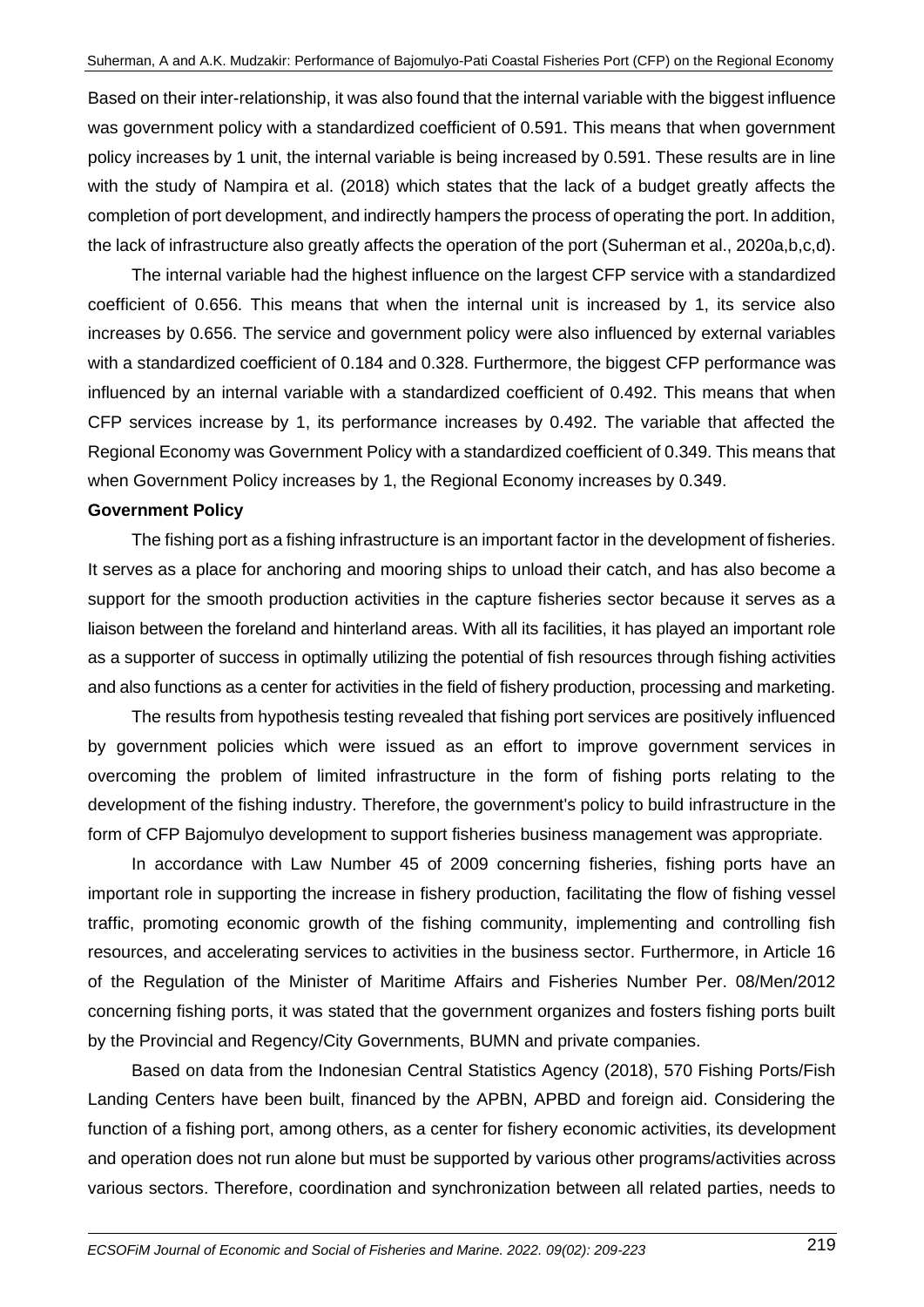Based on their inter-relationship, it was also found that the internal variable with the biggest influence was government policy with a standardized coefficient of 0.591. This means that when government policy increases by 1 unit, the internal variable is being increased by 0.591. These results are in line with the study of Nampira et al. (2018) which states that the lack of a budget greatly affects the completion of port development, and indirectly hampers the process of operating the port. In addition, the lack of infrastructure also greatly affects the operation of the port (Suherman et al., 2020a,b,c,d).

The internal variable had the highest influence on the largest CFP service with a standardized coefficient of 0.656. This means that when the internal unit is increased by 1, its service also increases by 0.656. The service and government policy were also influenced by external variables with a standardized coefficient of 0.184 and 0.328. Furthermore, the biggest CFP performance was influenced by an internal variable with a standardized coefficient of 0.492. This means that when CFP services increase by 1, its performance increases by 0.492. The variable that affected the Regional Economy was Government Policy with a standardized coefficient of 0.349. This means that when Government Policy increases by 1, the Regional Economy increases by 0.349.

**Government Policy**

The fishing port as a fishing infrastructure is an important factor in the development of fisheries. It serves as a place for anchoring and mooring ships to unload their catch, and has also become a support for the smooth production activities in the capture fisheries sector because it serves as a liaison between the foreland and hinterland areas. With all its facilities, it has played an important role as a supporter of success in optimally utilizing the potential of fish resources through fishing activities and also functions as a center for activities in the field of fishery production, processing and marketing.

The results from hypothesis testing revealed that fishing port services are positively influenced by government policies which were issued as an effort to improve government services in overcoming the problem of limited infrastructure in the form of fishing ports relating to the development of the fishing industry. Therefore, the government's policy to build infrastructure in the form of CFP Bajomulyo development to support fisheries business management was appropriate.

In accordance with Law Number 45 of 2009 concerning fisheries, fishing ports have an important role in supporting the increase in fishery production, facilitating the flow of fishing vessel traffic, promoting economic growth of the fishing community, implementing and controlling fish resources, and accelerating services to activities in the business sector. Furthermore, in Article 16 of the Regulation of the Minister of Maritime Affairs and Fisheries Number Per. 08/Men/2012 concerning fishing ports, it was stated that the government organizes and fosters fishing ports built by the Provincial and Regency/City Governments, BUMN and private companies.

Based on data from the Indonesian Central Statistics Agency (2018), 570 Fishing Ports/Fish Landing Centers have been built, financed by the APBN, APBD and foreign aid. Considering the function of a fishing port, among others, as a center for fishery economic activities, its development and operation does not run alone but must be supported by various other programs/activities across various sectors. Therefore, coordination and synchronization between all related parties, needs to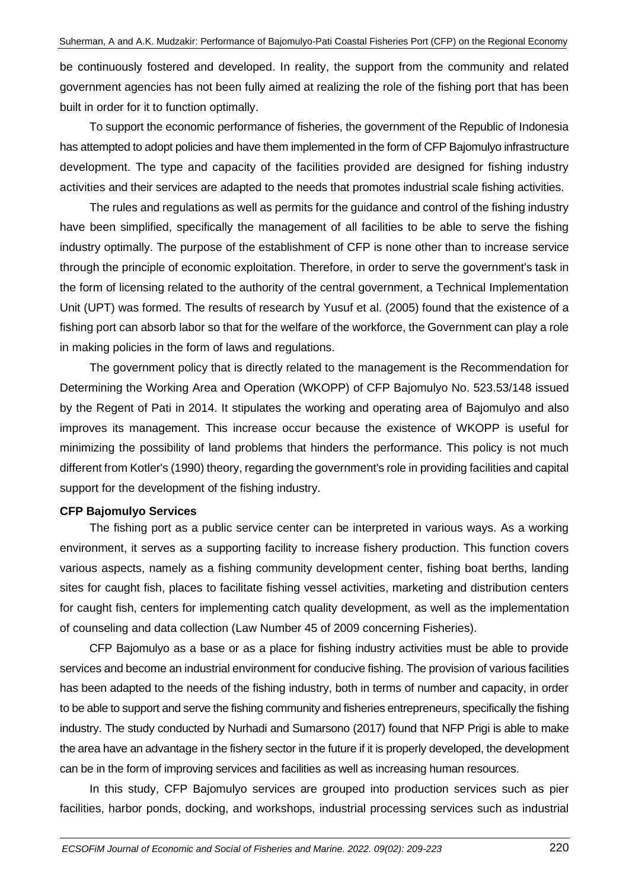be continuously fostered and developed. In reality, the support from the community and related government agencies has not been fully aimed at realizing the role of the fishing port that has been built in order for it to function optimally.

To support the economic performance of fisheries, the government of the Republic of Indonesia has attempted to adopt policies and have them implemented in the form of CFP Bajomulyo infrastructure development. The type and capacity of the facilities provided are designed for fishing industry activities and their services are adapted to the needs that promotes industrial scale fishing activities.

The rules and regulations as well as permits for the guidance and control of the fishing industry have been simplified, specifically the management of all facilities to be able to serve the fishing industry optimally. The purpose of the establishment of CFP is none other than to increase service through the principle of economic exploitation. Therefore, in order to serve the government's task in the form of licensing related to the authority of the central government, a Technical Implementation Unit (UPT) was formed. The results of research by Yusuf et al. (2005) found that the existence of a fishing port can absorb labor so that for the welfare of the workforce, the Government can play a role in making policies in the form of laws and regulations.

The government policy that is directly related to the management is the Recommendation for Determining the Working Area and Operation (WKOPP) of CFP Bajomulyo No. 523.53/148 issued by the Regent of Pati in 2014. It stipulates the working and operating area of Bajomulyo and also improves its management. This increase occur because the existence of WKOPP is useful for minimizing the possibility of land problems that hinders the performance. This policy is not much different from Kotler's (1990) theory, regarding the government's role in providing facilities and capital support for the development of the fishing industry.

**CFP Bajomulyo Services**

The fishing port as a public service center can be interpreted in various ways. As a working environment, it serves as a supporting facility to increase fishery production. This function covers various aspects, namely as a fishing community development center, fishing boat berths, landing sites for caught fish, places to facilitate fishing vessel activities, marketing and distribution centers for caught fish, centers for implementing catch quality development, as well as the implementation of counseling and data collection (Law Number 45 of 2009 concerning Fisheries).

CFP Bajomulyo as a base or as a place for fishing industry activities must be able to provide services and become an industrial environment for conducive fishing. The provision of various facilities has been adapted to the needs of the fishing industry, both in terms of number and capacity, in order to be able to support and serve the fishing community and fisheries entrepreneurs, specifically the fishing industry. The study conducted by Nurhadi and Sumarsono (2017) found that NFP Prigi is able to make the area have an advantage in the fishery sector in the future if it is properly developed, the development can be in the form of improving services and facilities as well as increasing human resources.

In this study, CFP Bajomulyo services are grouped into production services such as pier facilities, harbor ponds, docking, and workshops, industrial processing services such as industrial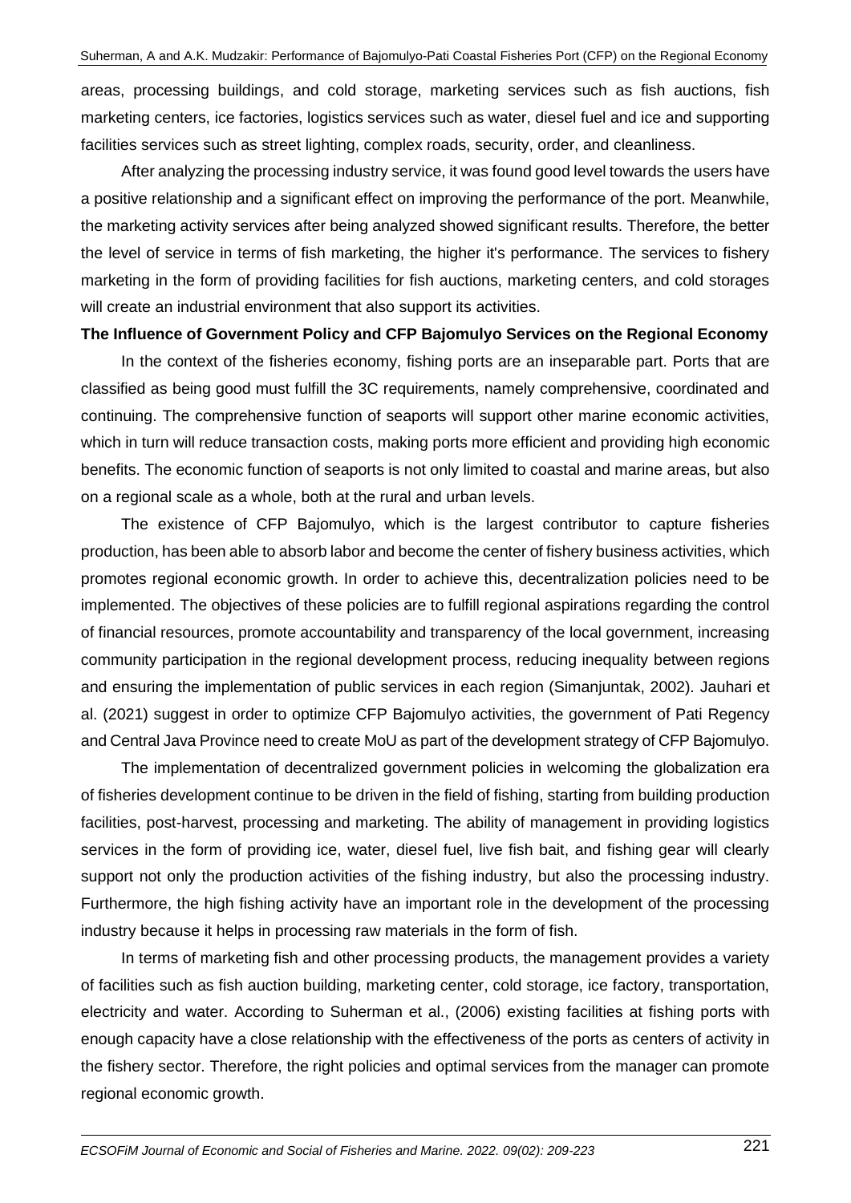areas, processing buildings, and cold storage, marketing services such as fish auctions, fish marketing centers, ice factories, logistics services such as water, diesel fuel and ice and supporting facilities services such as street lighting, complex roads, security, order, and cleanliness.

After analyzing the processing industry service, it was found good level towards the users have a positive relationship and a significant effect on improving the performance of the port. Meanwhile, the marketing activity services after being analyzed showed significant results. Therefore, the better the level of service in terms of fish marketing, the higher it's performance. The services to fishery marketing in the form of providing facilities for fish auctions, marketing centers, and cold storages will create an industrial environment that also support its activities.

**The Influence of Government Policy and CFP Bajomulyo Services on the Regional Economy**

In the context of the fisheries economy, fishing ports are an inseparable part. Ports that are classified as being good must fulfill the 3C requirements, namely comprehensive, coordinated and continuing. The comprehensive function of seaports will support other marine economic activities, which in turn will reduce transaction costs, making ports more efficient and providing high economic benefits. The economic function of seaports is not only limited to coastal and marine areas, but also on a regional scale as a whole, both at the rural and urban levels.

The existence of CFP Bajomulyo, which is the largest contributor to capture fisheries production, has been able to absorb labor and become the center of fishery business activities, which promotes regional economic growth. In order to achieve this, decentralization policies need to be implemented. The objectives of these policies are to fulfill regional aspirations regarding the control of financial resources, promote accountability and transparency of the local government, increasing community participation in the regional development process, reducing inequality between regions and ensuring the implementation of public services in each region (Simanjuntak, 2002). Jauhari et al. (2021) suggest in order to optimize CFP Bajomulyo activities, the government of Pati Regency and Central Java Province need to create MoU as part of the development strategy of CFP Bajomulyo.

The implementation of decentralized government policies in welcoming the globalization era of fisheries development continue to be driven in the field of fishing, starting from building production facilities, post-harvest, processing and marketing. The ability of management in providing logistics services in the form of providing ice, water, diesel fuel, live fish bait, and fishing gear will clearly support not only the production activities of the fishing industry, but also the processing industry. Furthermore, the high fishing activity have an important role in the development of the processing industry because it helps in processing raw materials in the form of fish.

In terms of marketing fish and other processing products, the management provides a variety of facilities such as fish auction building, marketing center, cold storage, ice factory, transportation, electricity and water. According to Suherman et al., (2006) existing facilities at fishing ports with enough capacity have a close relationship with the effectiveness of the ports as centers of activity in the fishery sector. Therefore, the right policies and optimal services from the manager can promote regional economic growth.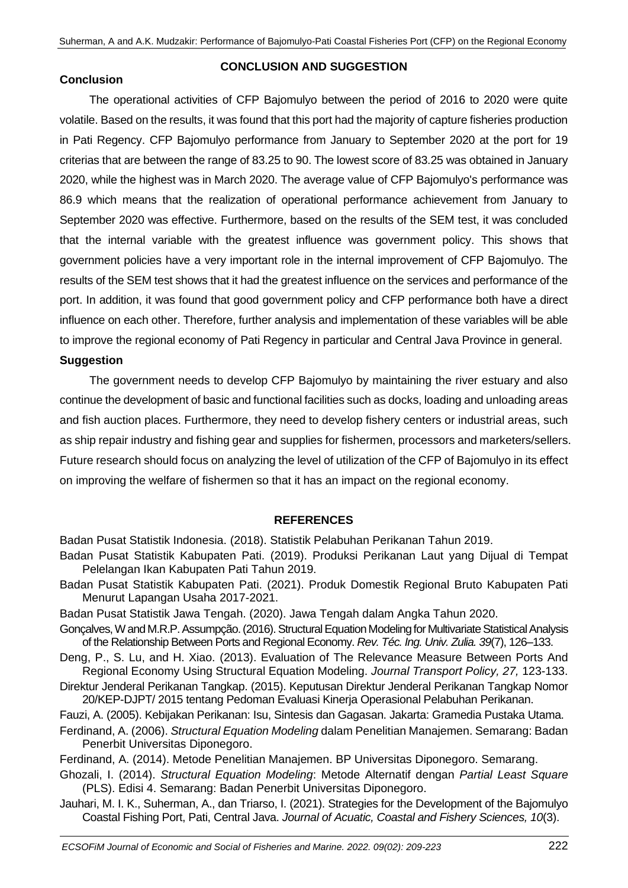## CONCLUSION AND SUGGESTION

### Conclusion

The operational activities of CFP Bajomulyo between the period of 2016 to 2020 were quite volatile. Based on the results, it was found that this port had the majority of capture fisheries production in Pati Regency. CFP Bajomulyo performance from January to September 2020 at the port for 19 criterias that are between the range of 83.25 to 90. The lowest score of 83.25 was obtained in January 2020, while the highest was in March 2020. The average value of CFP Bajomulyo's performance was 86.9 which means that the realization of operational performance achievement from January to September 2020 was effective. Furthermore, based on the results of the SEM test, it was concluded that the internal variable with the greatest influence was government policy. This shows that government policies have a very important role in the internal improvement of CFP Bajomulyo. The results of the SEM test shows that it had the greatest influence on the services and performance of the port. In addition, it was found that good government policy and CFP performance both have a direct influence on each other. Therefore, further analysis and implementation of these variables will be able to improve the regional economy of Pati Regency in particular and Central Java Province in general.

### Suggestion

The government needs to develop CFP Bajomulyo by maintaining the river estuary and also continue the development of basic and functional facilities such as docks, loading and unloading areas and fish auction places. Furthermore, they need to develop fishery centers or industrial areas, such as ship repair industry and fishing gear and supplies for fishermen, processors and marketers/sellers. Future research should focus on analyzing the level of utilization of the CFP of Bajomulyo in its effect on improving the welfare of fishermen so that it has an impact on the regional economy.

## REFERENCES

Badan Pusat Statistik Indonesia. (2018). Statistik Pelabuhan Perikanan Tahun 2019.

Badan Pusat Statistik Kabupaten Pati. (2019). Produksi Perikanan Laut yang Dijual di Tempat Pelelangan Ikan Kabupaten Pati Tahun 2019.

Badan Pusat Statistik Kabupaten Pati. (2021). Produk Domestik Regional Bruto Kabupaten Pati Menurut Lapangan Usaha 2017-2021.

Badan Pusat Statistik Jawa Tengah. (2020). Jawa Tengah dalam Angka Tahun 2020.

Gonçalves, W and M.R.P. Assumpção. (2016). Structural Equation Modeling for Multivariate Statistical Analysis of the Relationship Between Ports and Regional Economy. *Rev. Téc. Ing. Univ. Zulia. 39*(7), 126–133.

Deng, P., S. Lu, and H. Xiao. (2013). Evaluation of The Relevance Measure Between Ports And Regional Economy Using Structural Equation Modeling. *Journal Transport Policy, 27,* 123-133.

Direktur Jenderal Perikanan Tangkap. (2015). Keputusan Direktur Jenderal Perikanan Tangkap Nomor 20/KEP-DJPT/ 2015 tentang Pedoman Evaluasi Kinerja Operasional Pelabuhan Perikanan.

Fauzi, A. (2005). Kebijakan Perikanan: Isu, Sintesis dan Gagasan. Jakarta: Gramedia Pustaka Utama.

Ferdinand, A. (2006). *Structural Equation Modeling* dalam Penelitian Manajemen. Semarang: Badan Penerbit Universitas Diponegoro.

Ferdinand, A. (2014). Metode Penelitian Manajemen. BP Universitas Diponegoro. Semarang.

Ghozali, I. (2014). *Structural Equation Modeling*: Metode Alternatif dengan *Partial Least Square* (PLS). Edisi 4. Semarang: Badan Penerbit Universitas Diponegoro.

Jauhari, M. I. K., Suherman, A., dan Triarso, I. (2021). Strategies for the Development of the Bajomulyo Coastal Fishing Port, Pati, Central Java. *Journal of Acuatic, Coastal and Fishery Sciences, 10*(3).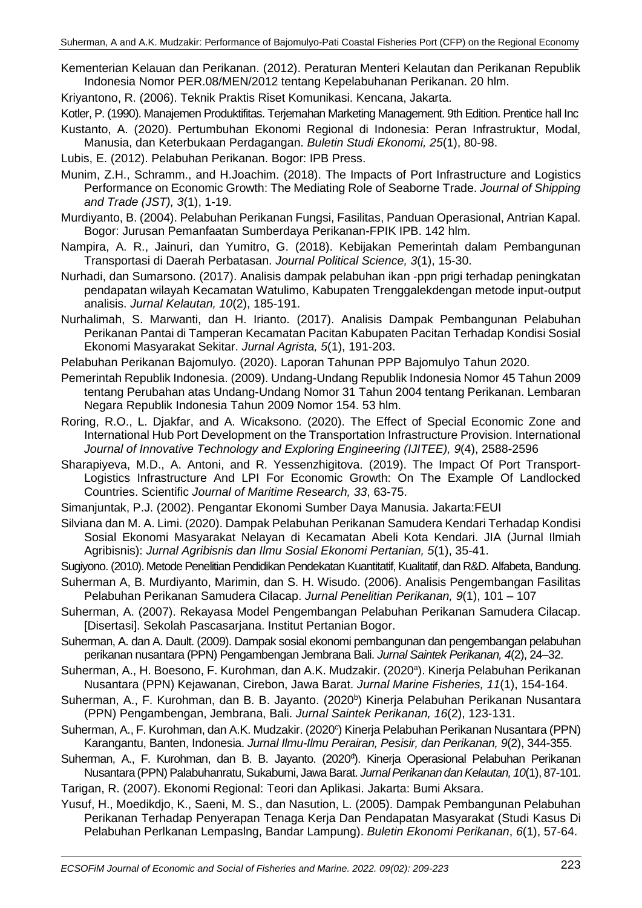Kementerian Kelauan dan Perikanan. (2012). Peraturan Menteri Kelautan dan Perikanan Republik Indonesia Nomor PER.08/MEN/2012 tentang Kepelabuhanan Perikanan. 20 hlm.

Kriyantono, R. (2006). Teknik Praktis Riset Komunikasi. Kencana, Jakarta.

Kotler, P. (1990). Manajemen Produktifitas. Terjemahan Marketing Management. 9th Edition. Prentice hall Inc

Kustanto, A. (2020). Pertumbuhan Ekonomi Regional di Indonesia: Peran Infrastruktur, Modal, Manusia, dan Keterbukaan Perdagangan. *Buletin Studi Ekonomi, 25*(1), 80-98.

Lubis, E. (2012). Pelabuhan Perikanan. Bogor: IPB Press.

Munim, Z.H., Schramm., and H.Joachim. (2018). The Impacts of Port Infrastructure and Logistics Performance on Economic Growth: The Mediating Role of Seaborne Trade. *Journal of Shipping and Trade (JST), 3*(1), 1-19.

Murdiyanto, B. (2004). Pelabuhan Perikanan Fungsi, Fasilitas, Panduan Operasional, Antrian Kapal. Bogor: Jurusan Pemanfaatan Sumberdaya Perikanan-FPIK IPB. 142 hlm.

Nampira, A. R., Jainuri, dan Yumitro, G. (2018). Kebijakan Pemerintah dalam Pembangunan Transportasi di Daerah Perbatasan. *Journal Political Science, 3*(1), 15-30.

Nurhadi, dan Sumarsono. (2017). Analisis dampak pelabuhan ikan -ppn prigi terhadap peningkatan pendapatan wilayah Kecamatan Watulimo, Kabupaten Trenggalekdengan metode input-output analisis. *Jurnal Kelautan, 10*(2), 185-191.

Nurhalimah, S. Marwanti, dan H. Irianto. (2017). Analisis Dampak Pembangunan Pelabuhan Perikanan Pantai di Tamperan Kecamatan Pacitan Kabupaten Pacitan Terhadap Kondisi Sosial Ekonomi Masyarakat Sekitar. *Jurnal Agrista, 5*(1), 191-203.

Pelabuhan Perikanan Bajomulyo. (2020). Laporan Tahunan PPP Bajomulyo Tahun 2020.

Pemerintah Republik Indonesia. (2009). Undang-Undang Republik Indonesia Nomor 45 Tahun 2009 tentang Perubahan atas Undang-Undang Nomor 31 Tahun 2004 tentang Perikanan. Lembaran Negara Republik Indonesia Tahun 2009 Nomor 154. 53 hlm.

Roring, R.O., L. Djakfar, and A. Wicaksono. (2020). The Effect of Special Economic Zone and International Hub Port Development on the Transportation Infrastructure Provision. International *Journal of Innovative Technology and Exploring Engineering (IJITEE), 9*(4), 2588-2596

Sharapiyeva, M.D., A. Antoni, and R. Yessenzhigitova. (2019). The Impact Of Port Transport-Logistics Infrastructure And LPI For Economic Growth: On The Example Of Landlocked Countries. Scientific *Journal of Maritime Research, 33*, 63-75.

Simanjuntak, P.J. (2002). Pengantar Ekonomi Sumber Daya Manusia. Jakarta:FEUI

Silviana dan M. A. Limi. (2020). Dampak Pelabuhan Perikanan Samudera Kendari Terhadap Kondisi Sosial Ekonomi Masyarakat Nelayan di Kecamatan Abeli Kota Kendari. JIA (Jurnal Ilmiah Agribisnis): *Jurnal Agribisnis dan Ilmu Sosial Ekonomi Pertanian, 5*(1), 35-41.

Sugiyono. (2010). Metode Penelitian Pendidikan Pendekatan Kuantitatif, Kualitatif, dan R&D. Alfabeta, Bandung.

Suherman A, B. Murdiyanto, Marimin, dan S. H. Wisudo. (2006). Analisis Pengembangan Fasilitas Pelabuhan Perikanan Samudera Cilacap. *Jurnal Penelitian Perikanan, 9*(1), 101 – 107

Suherman, A. (2007). Rekayasa Model Pengembangan Pelabuhan Perikanan Samudera Cilacap. [Disertasi]. Sekolah Pascasarjana. Institut Pertanian Bogor.

Suherman, A. dan A. Dault. (2009). Dampak sosial ekonomi pembangunan dan pengembangan pelabuhan perikanan nusantara (PPN) Pengambengan Jembrana Bali. *Jurnal Saintek Perikanan, 4*(2), 24–32.

Suherman, A., H. Boesono, F. Kurohman, dan A.K. Mudzakir. (2020[a]). Kinerja Pelabuhan Perikanan Nusantara (PPN) Kejawanan, Cirebon, Jawa Barat. *Jurnal Marine Fisheries, 11*(1), 154-164.

Suherman, A., F. Kurohman, dan B. B. Jayanto. (2020[b]) Kinerja Pelabuhan Perikanan Nusantara (PPN) Pengambengan, Jembrana, Bali. *Jurnal Saintek Perikanan, 16*(2), 123-131.

Suherman, A., F. Kurohman, dan A.K. Mudzakir. (2020[c]) Kinerja Pelabuhan Perikanan Nusantara (PPN) Karangantu, Banten, Indonesia. *Jurnal Ilmu-Ilmu Perairan, Pesisir, dan Perikanan, 9*(2), 344-355.

Suherman, A., F. Kurohman, dan B. B. Jayanto. (2020[d]). Kinerja Operasional Pelabuhan Perikanan Nusantara (PPN) Palabuhanratu, Sukabumi, Jawa Barat. *Jurnal Perikanan dan Kelautan, 10*(1), 87-101.

Tarigan, R. (2007). Ekonomi Regional: Teori dan Aplikasi. Jakarta: Bumi Aksara.

Yusuf, H., Moedikdjo, K., Saeni, M. S., dan Nasution, L. (2005). Dampak Pembangunan Pelabuhan Perikanan Terhadap Penyerapan Tenaga Kerja Dan Pendapatan Masyarakat (Studi Kasus Di Pelabuhan PerIkanan LempasIng, Bandar Lampung). *Buletin Ekonomi Perikanan*, *6*(1), 57-64.